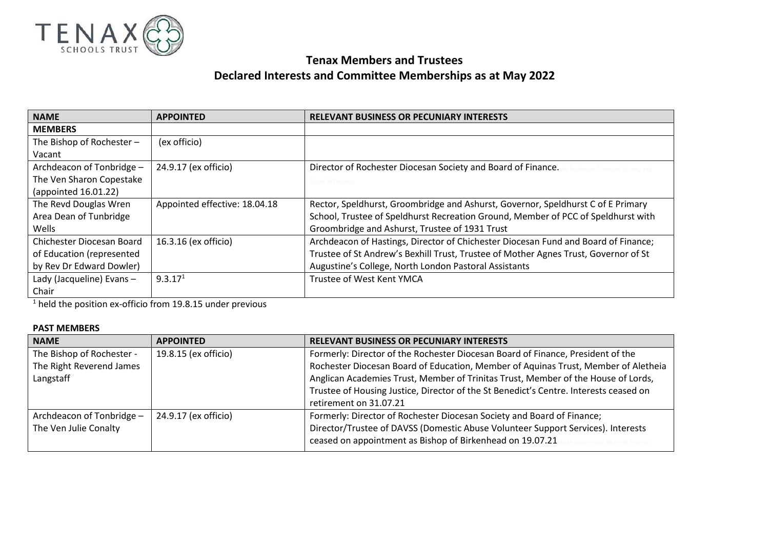TENAX SCHOOLS TRUST

## Tenax Members and Trustees
## Declared Interests and Committee Memberships as at May 2022

| NAME | APPOINTED | RELEVANT BUSINESS OR PECUNIARY INTERESTS |
|---|---|---|
| **MEMBERS** | | |
| The Bishop of Rochester – Vacant | (ex officio) | |
| Archdeacon of Tonbridge – The Ven Sharon Copestake (appointed 16.01.22) | 24.9.17 (ex officio) | Director of Rochester Diocesan Society and Board of Finance. |
| The Revd Douglas Wren Area Dean of Tunbridge Wells | Appointed effective: 18.04.18 | Rector, Speldhurst, Groombridge and Ashurst, Governor, Speldhurst C of E Primary School, Trustee of Speldhurst Recreation Ground, Member of PCC of Speldhurst with Groombridge and Ashurst, Trustee of 1931 Trust |
| Chichester Diocesan Board of Education (represented by Rev Dr Edward Dowler) | 16.3.16 (ex officio) | Archdeacon of Hastings, Director of Chichester Diocesan Fund and Board of Finance; Trustee of St Andrew's Bexhill Trust, Trustee of Mother Agnes Trust, Governor of St Augustine's College, North London Pastoral Assistants |
| Lady (Jacqueline) Evans – Chair | 9.3.17[1] | Trustee of West Kent YMCA |

[1] held the position ex-officio from 19.8.15 under previous

**PAST MEMBERS**

| NAME | APPOINTED | RELEVANT BUSINESS OR PECUNIARY INTERESTS |
|---|---|---|
| The Bishop of Rochester - The Right Reverend James Langstaff | 19.8.15 (ex officio) | Formerly: Director of the Rochester Diocesan Board of Finance, President of the Rochester Diocesan Board of Education, Member of Aquinas Trust, Member of Aletheia Anglican Academies Trust, Member of Trinitas Trust, Member of the House of Lords, Trustee of Housing Justice, Director of the St Benedict's Centre. Interests ceased on retirement on 31.07.21 |
| Archdeacon of Tonbridge – The Ven Julie Conalty | 24.9.17 (ex officio) | Formerly: Director of Rochester Diocesan Society and Board of Finance; Director/Trustee of DAVSS (Domestic Abuse Volunteer Support Services). Interests ceased on appointment as Bishop of Birkenhead on 19.07.21 |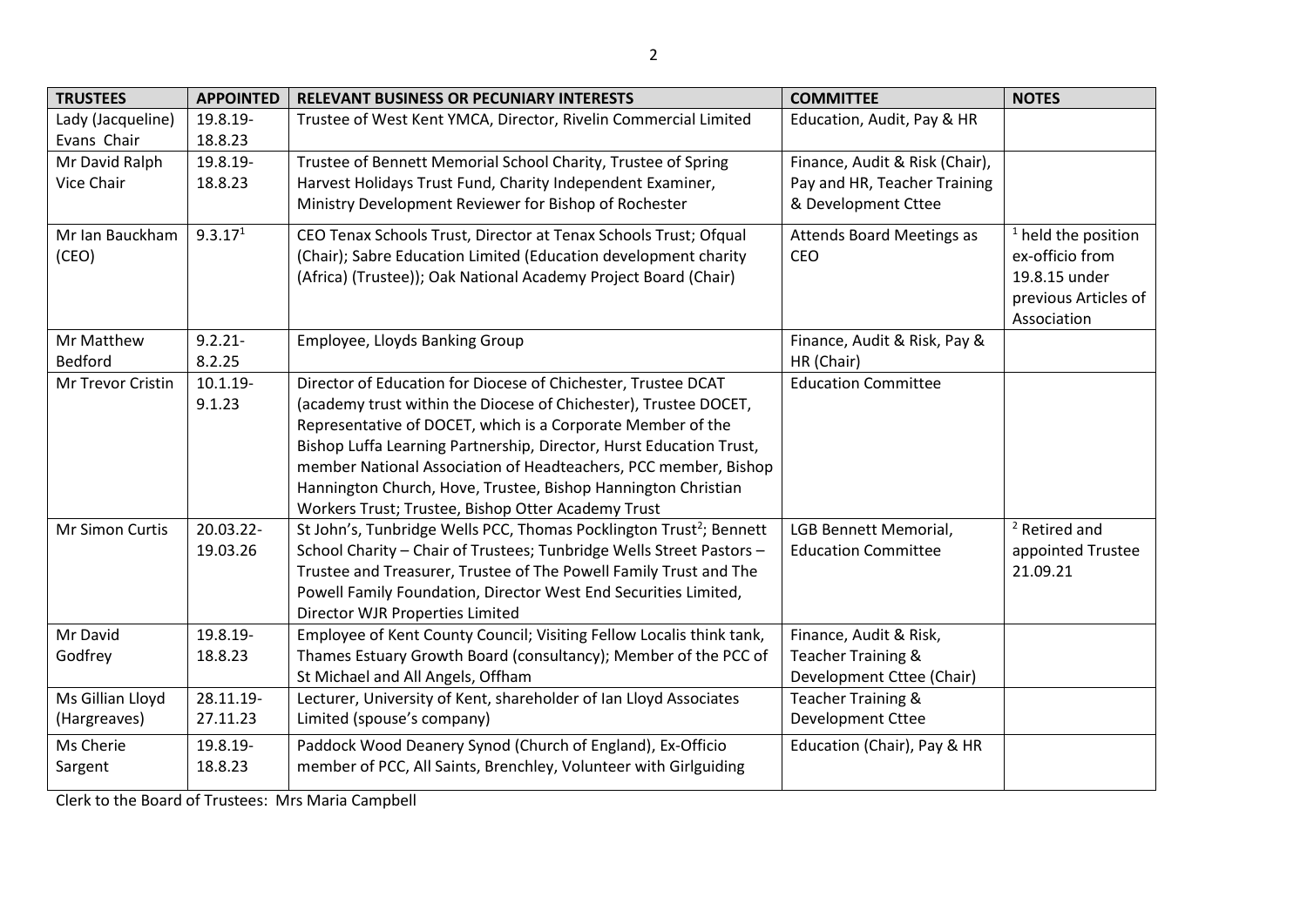| TRUSTEES | APPOINTED | RELEVANT BUSINESS OR PECUNIARY INTERESTS | COMMITTEE | NOTES |
|---|---|---|---|---|
| Lady (Jacqueline) Evans Chair | 19.8.19-18.8.23 | Trustee of West Kent YMCA, Director, Rivelin Commercial Limited | Education, Audit, Pay & HR | |
| Mr David Ralph Vice Chair | 19.8.19-18.8.23 | Trustee of Bennett Memorial School Charity, Trustee of Spring Harvest Holidays Trust Fund, Charity Independent Examiner, Ministry Development Reviewer for Bishop of Rochester | Finance, Audit & Risk (Chair), Pay and HR, Teacher Training & Development Cttee | |
| Mr Ian Bauckham (CEO) | 9.3.17[1] | CEO Tenax Schools Trust, Director at Tenax Schools Trust; Ofqual (Chair); Sabre Education Limited (Education development charity (Africa) (Trustee)); Oak National Academy Project Board (Chair) | Attends Board Meetings as CEO | [1] held the position ex-officio from 19.8.15 under previous Articles of Association |
| Mr Matthew Bedford | 9.2.21-8.2.25 | Employee, Lloyds Banking Group | Finance, Audit & Risk, Pay & HR (Chair) | |
| Mr Trevor Cristin | 10.1.19-9.1.23 | Director of Education for Diocese of Chichester, Trustee DCAT (academy trust within the Diocese of Chichester), Trustee DOCET, Representative of DOCET, which is a Corporate Member of the Bishop Luffa Learning Partnership, Director, Hurst Education Trust, member National Association of Headteachers, PCC member, Bishop Hannington Church, Hove, Trustee, Bishop Hannington Christian Workers Trust; Trustee, Bishop Otter Academy Trust | Education Committee | |
| Mr Simon Curtis | 20.03.22-19.03.26 | St John's, Tunbridge Wells PCC, Thomas Pocklington Trust[2]; Bennett School Charity – Chair of Trustees; Tunbridge Wells Street Pastors – Trustee and Treasurer, Trustee of The Powell Family Trust and The Powell Family Foundation, Director West End Securities Limited, Director WJR Properties Limited | LGB Bennett Memorial, Education Committee | [2] Retired and appointed Trustee 21.09.21 |
| Mr David Godfrey | 19.8.19-18.8.23 | Employee of Kent County Council; Visiting Fellow Localis think tank, Thames Estuary Growth Board (consultancy); Member of the PCC of St Michael and All Angels, Offham | Finance, Audit & Risk, Teacher Training & Development Cttee (Chair) | |
| Ms Gillian Lloyd (Hargreaves) | 28.11.19-27.11.23 | Lecturer, University of Kent, shareholder of Ian Lloyd Associates Limited (spouse's company) | Teacher Training & Development Cttee | |
| Ms Cherie Sargent | 19.8.19-18.8.23 | Paddock Wood Deanery Synod (Church of England), Ex-Officio member of PCC, All Saints, Brenchley, Volunteer with Girlguiding | Education (Chair), Pay & HR | |

Clerk to the Board of Trustees: Mrs Maria Campbell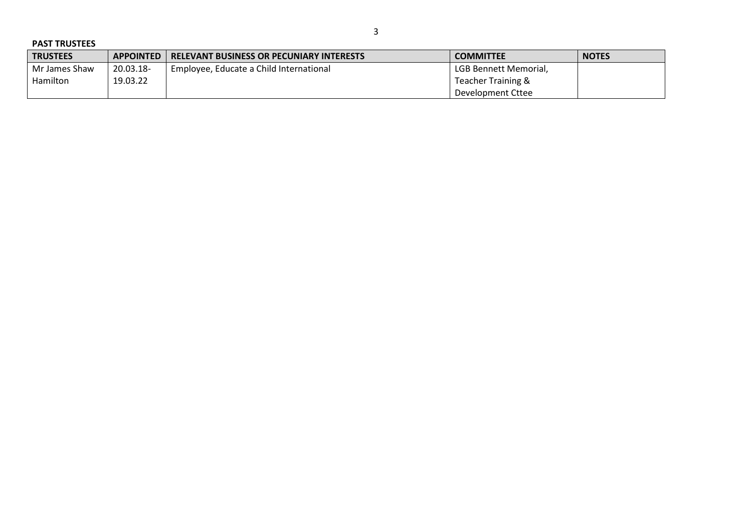**PAST TRUSTEES**

| TRUSTEES | APPOINTED | RELEVANT BUSINESS OR PECUNIARY INTERESTS | COMMITTEE | NOTES |
|---|---|---|---|---|
| Mr James Shaw Hamilton | 20.03.18-19.03.22 | Employee, Educate a Child International | LGB Bennett Memorial, Teacher Training & Development Cttee | |